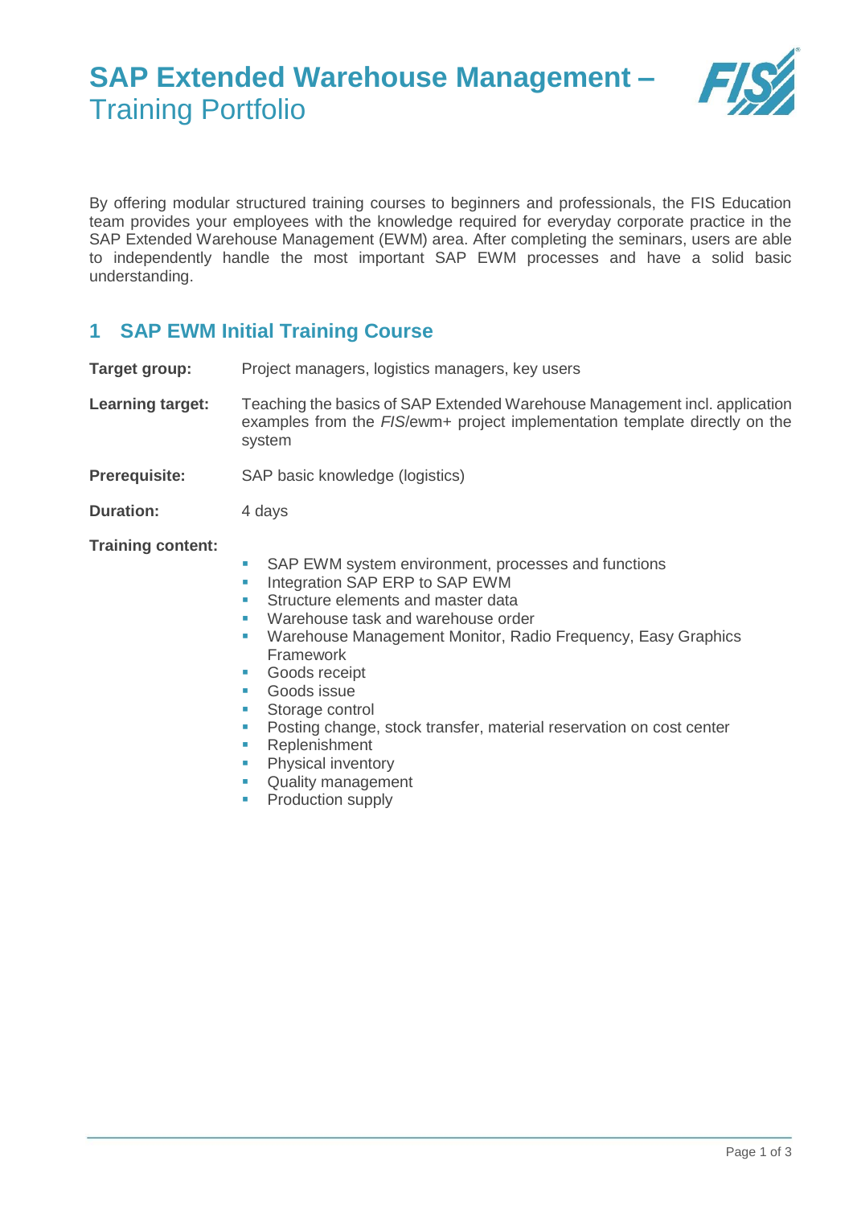# SAP Extended Warehouse Management – Training Portfolio

By offering modular structured training courses to beginners and professionals, the FIS Education team provides your employees with the knowledge required for everyday corporate practice in the SAP Extended Warehouse Management (EWM) area. After completing the seminars, users are able to independently handle the most important SAP EWM processes and have a solid basic understanding.

## 1 SAP EWM Initial Training Course

**Target group:** Project managers, logistics managers, key users

**Learning target:** Teaching the basics of SAP Extended Warehouse Management incl. application examples from the *FIS*/ewm+ project implementation template directly on the system

**Prerequisite:** SAP basic knowledge (logistics)

**Duration:** 4 days

**Training content:**

- SAP EWM system environment, processes and functions
- Integration SAP ERP to SAP EWM
- Structure elements and master data
- Warehouse task and warehouse order
- Warehouse Management Monitor, Radio Frequency, Easy Graphics Framework
- Goods receipt
- Goods issue
- Storage control
- Posting change, stock transfer, material reservation on cost center
- Replenishment
- Physical inventory
- Quality management
- Production supply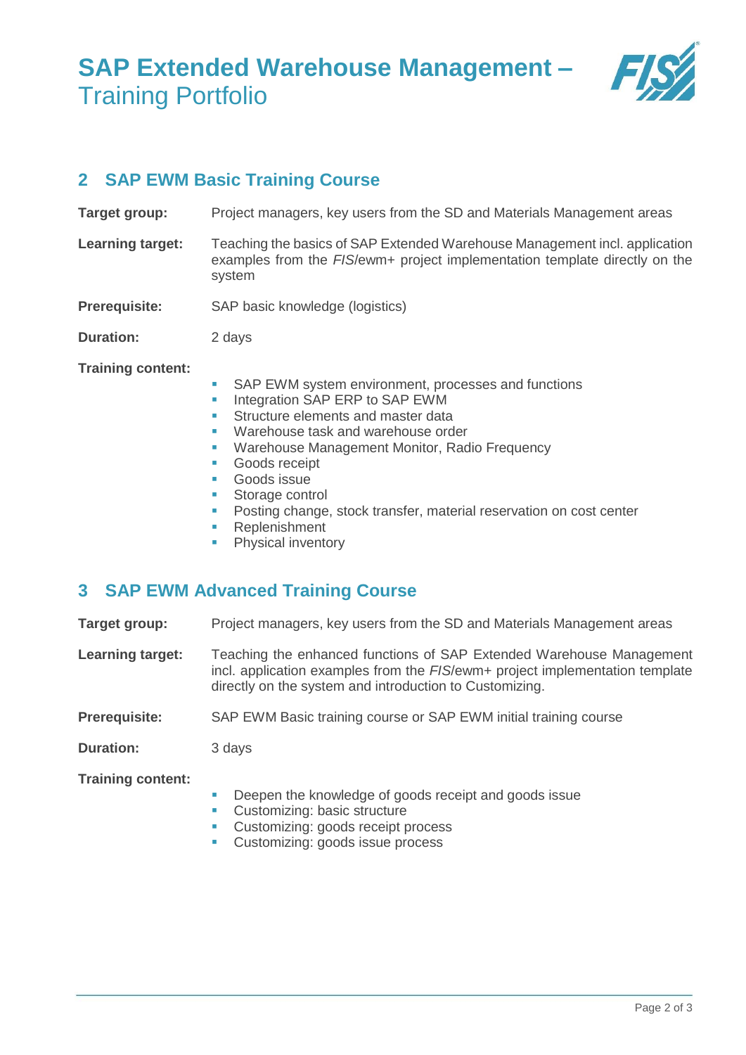## 2 SAP EWM Basic Training Course

**Target group:** Project managers, key users from the SD and Materials Management areas

**Learning target:** Teaching the basics of SAP Extended Warehouse Management incl. application examples from the *FIS*/ewm+ project implementation template directly on the system

**Prerequisite:** SAP basic knowledge (logistics)

**Duration:** 2 days

**Training content:**

- SAP EWM system environment, processes and functions
- Integration SAP ERP to SAP EWM
- Structure elements and master data
- Warehouse task and warehouse order
- Warehouse Management Monitor, Radio Frequency
- Goods receipt
- Goods issue
- Storage control
- Posting change, stock transfer, material reservation on cost center
- Replenishment
- Physical inventory

## 3 SAP EWM Advanced Training Course

**Target group:** Project managers, key users from the SD and Materials Management areas

**Learning target:** Teaching the enhanced functions of SAP Extended Warehouse Management incl. application examples from the *FIS*/ewm+ project implementation template directly on the system and introduction to Customizing.

**Prerequisite:** SAP EWM Basic training course or SAP EWM initial training course

**Duration:** 3 days

**Training content:**

- Deepen the knowledge of goods receipt and goods issue
- Customizing: basic structure
- Customizing: goods receipt process
- Customizing: goods issue process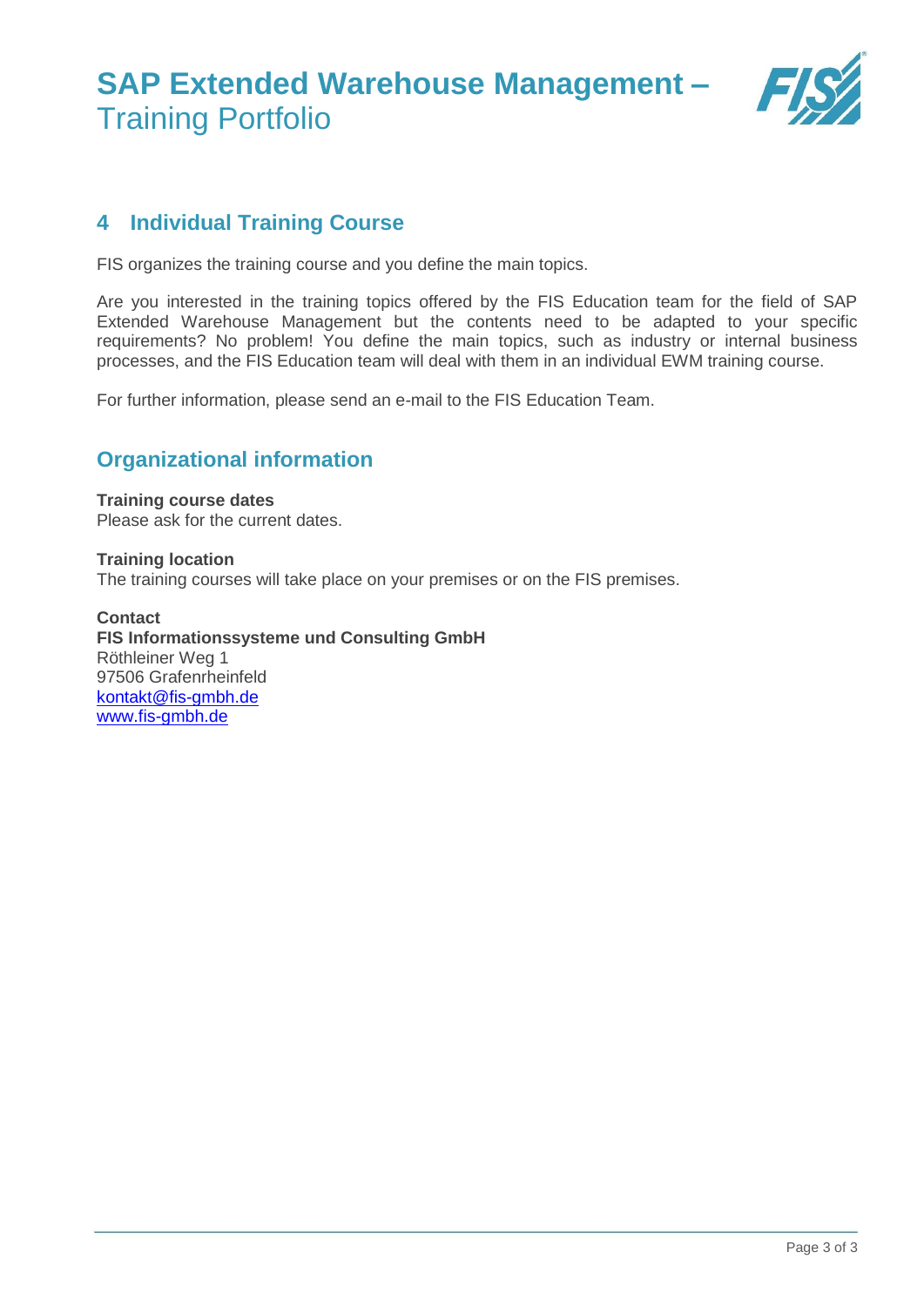## 4 Individual Training Course

FIS organizes the training course and you define the main topics.

Are you interested in the training topics offered by the FIS Education team for the field of SAP Extended Warehouse Management but the contents need to be adapted to your specific requirements? No problem! You define the main topics, such as industry or internal business processes, and the FIS Education team will deal with them in an individual EWM training course.

For further information, please send an e-mail to the FIS Education Team.

## Organizational information

**Training course dates**
Please ask for the current dates.

**Training location**
The training courses will take place on your premises or on the FIS premises.

**Contact**
**FIS Informationssysteme und Consulting GmbH**
Röthleiner Weg 1
97506 Grafenrheinfeld
kontakt@fis-gmbh.de
www.fis-gmbh.de